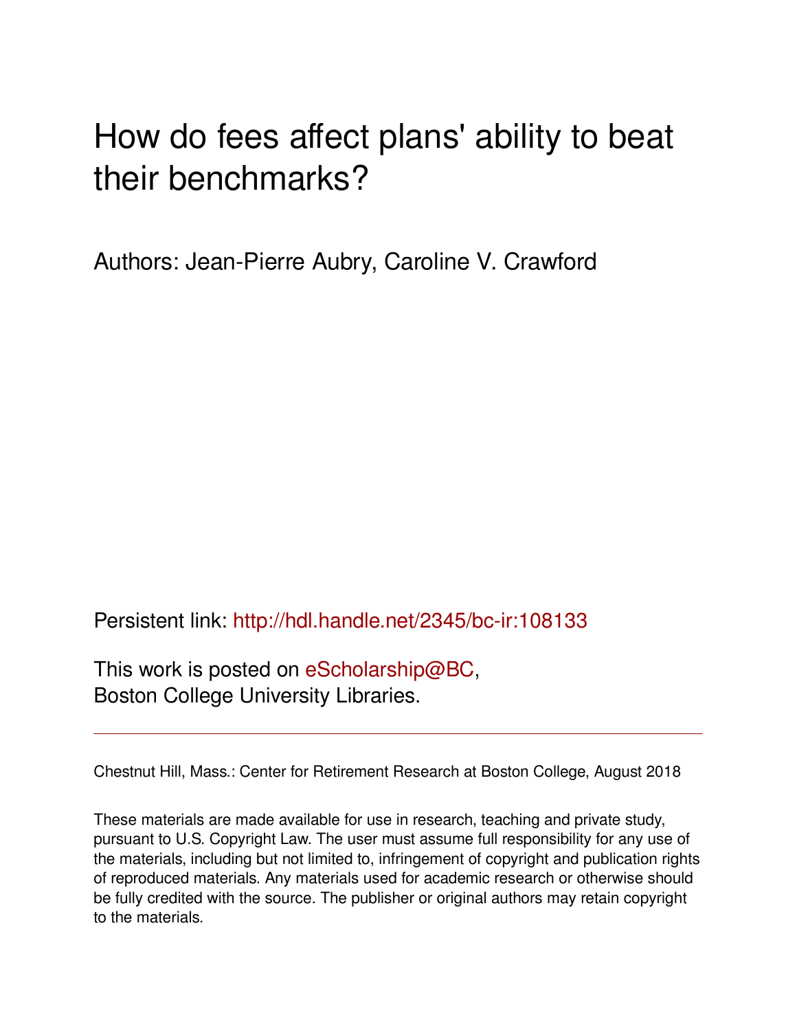# How do fees affect plans' ability to beat their benchmarks?

Authors: Jean-Pierre Aubry, Caroline V. Crawford

Persistent link: http://hdl.handle.net/2345/bc-ir:108133

This work is posted on eScholarship@BC,
Boston College University Libraries.

---

Chestnut Hill, Mass.: Center for Retirement Research at Boston College, August 2018

These materials are made available for use in research, teaching and private study, pursuant to U.S. Copyright Law. The user must assume full responsibility for any use of the materials, including but not limited to, infringement of copyright and publication rights of reproduced materials. Any materials used for academic research or otherwise should be fully credited with the source. The publisher or original authors may retain copyright to the materials.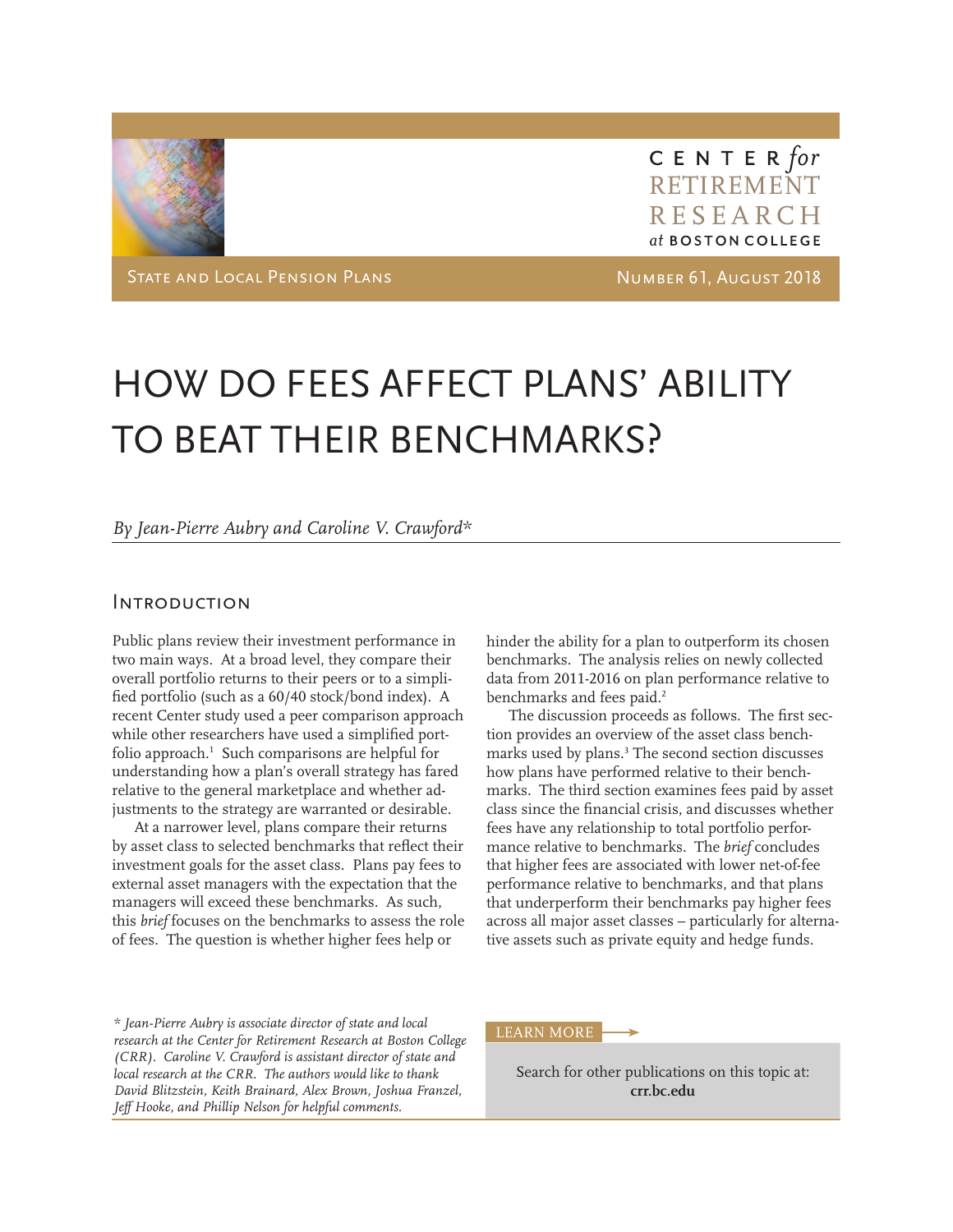CENTER *for* RETIREMENT RESEARCH *at* BOSTON COLLEGE

STATE AND LOCAL PENSION PLANS

NUMBER 61, AUGUST 2018

# HOW DO FEES AFFECT PLANS' ABILITY TO BEAT THEIR BENCHMARKS?

*By Jean-Pierre Aubry and Caroline V. Crawford**

## Introduction

Public plans review their investment performance in two main ways. At a broad level, they compare their overall portfolio returns to their peers or to a simplified portfolio (such as a 60/40 stock/bond index). A recent Center study used a peer comparison approach while other researchers have used a simplified portfolio approach.[1] Such comparisons are helpful for understanding how a plan's overall strategy has fared relative to the general marketplace and whether adjustments to the strategy are warranted or desirable.

At a narrower level, plans compare their returns by asset class to selected benchmarks that reflect their investment goals for the asset class. Plans pay fees to external asset managers with the expectation that the managers will exceed these benchmarks. As such, this *brief* focuses on the benchmarks to assess the role of fees. The question is whether higher fees help or hinder the ability for a plan to outperform its chosen benchmarks. The analysis relies on newly collected data from 2011-2016 on plan performance relative to benchmarks and fees paid.[2]

The discussion proceeds as follows. The first section provides an overview of the asset class benchmarks used by plans.[3] The second section discusses how plans have performed relative to their benchmarks. The third section examines fees paid by asset class since the financial crisis, and discusses whether fees have any relationship to total portfolio performance relative to benchmarks. The *brief* concludes that higher fees are associated with lower net-of-fee performance relative to benchmarks, and that plans that underperform their benchmarks pay higher fees across all major asset classes – particularly for alternative assets such as private equity and hedge funds.

\* *Jean-Pierre Aubry is associate director of state and local research at the Center for Retirement Research at Boston College (CRR). Caroline V. Crawford is assistant director of state and local research at the CRR. The authors would like to thank David Blitzstein, Keith Brainard, Alex Brown, Joshua Franzel, Jeff Hooke, and Phillip Nelson for helpful comments.*

LEARN MORE

Search for other publications on this topic at: **crr.bc.edu**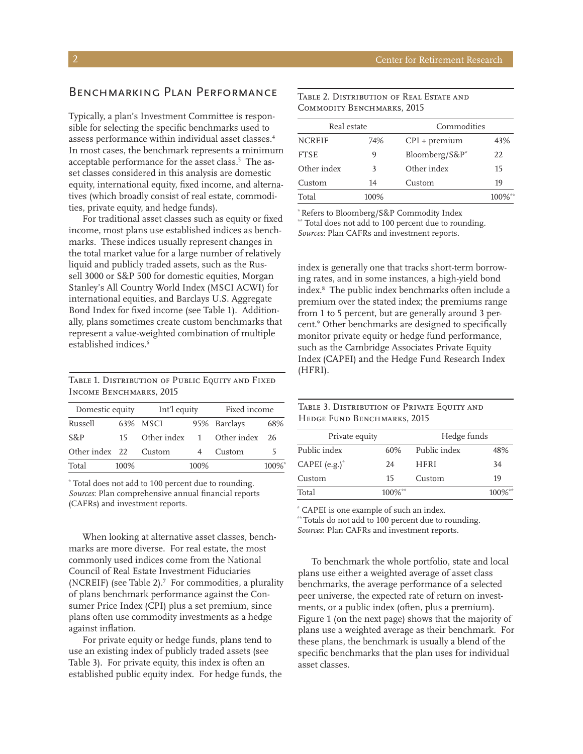## Benchmarking Plan Performance

Typically, a plan's Investment Committee is responsible for selecting the specific benchmarks used to assess performance within individual asset classes.[4] In most cases, the benchmark represents a minimum acceptable performance for the asset class.[5] The asset classes considered in this analysis are domestic equity, international equity, fixed income, and alternatives (which broadly consist of real estate, commodities, private equity, and hedge funds).

For traditional asset classes such as equity or fixed income, most plans use established indices as benchmarks. These indices usually represent changes in the total market value for a large number of relatively liquid and publicly traded assets, such as the Russell 3000 or S&P 500 for domestic equities, Morgan Stanley's All Country World Index (MSCI ACWI) for international equities, and Barclays U.S. Aggregate Bond Index for fixed income (see Table 1). Additionally, plans sometimes create custom benchmarks that represent a value-weighted combination of multiple established indices.[6]

Table 1. Distribution of Public Equity and Fixed Income Benchmarks, 2015

| Domestic equity | | Int'l equity | | Fixed income | |
|---|---|---|---|---|---|
| Russell | 63% | MSCI | 95% | Barclays | 68% |
| S&P | 15 | Other index | 1 | Other index | 26 |
| Other index | 22 | Custom | 4 | Custom | 5 |
| Total | 100% | | 100% | | 100%* |

\* Total does not add to 100 percent due to rounding.
*Sources*: Plan comprehensive annual financial reports (CAFRs) and investment reports.

When looking at alternative asset classes, benchmarks are more diverse. For real estate, the most commonly used indices come from the National Council of Real Estate Investment Fiduciaries (NCREIF) (see Table 2).[7] For commodities, a plurality of plans benchmark performance against the Consumer Price Index (CPI) plus a set premium, since plans often use commodity investments as a hedge against inflation.

For private equity or hedge funds, plans tend to use an existing index of publicly traded assets (see Table 3). For private equity, this index is often an established public equity index. For hedge funds, the index is generally one that tracks short-term borrowing rates, and in some instances, a high-yield bond index.[8] The public index benchmarks often include a premium over the stated index; the premiums range from 1 to 5 percent, but are generally around 3 percent.[9] Other benchmarks are designed to specifically monitor private equity or hedge fund performance, such as the Cambridge Associates Private Equity Index (CAPEI) and the Hedge Fund Research Index (HFRI).

Table 2. Distribution of Real Estate and Commodity Benchmarks, 2015

| Real estate | | Commodities | |
|---|---|---|---|
| NCREIF | 74% | CPI + premium | 43% |
| FTSE | 9 | Bloomberg/S&P* | 22 |
| Other index | 3 | Other index | 15 |
| Custom | 14 | Custom | 19 |
| Total | 100% | | 100%** |

\* Refers to Bloomberg/S&P Commodity Index
\*\* Total does not add to 100 percent due to rounding.
*Sources*: Plan CAFRs and investment reports.

Table 3. Distribution of Private Equity and Hedge Fund Benchmarks, 2015

| Private equity | | Hedge funds | |
|---|---|---|---|
| Public index | 60% | Public index | 48% |
| CAPEI (e.g.)* | 24 | HFRI | 34 |
| Custom | 15 | Custom | 19 |
| Total | 100%** | | 100%** |

\* CAPEI is one example of such an index.
\*\* Totals do not add to 100 percent due to rounding.
*Sources*: Plan CAFRs and investment reports.

To benchmark the whole portfolio, state and local plans use either a weighted average of asset class benchmarks, the average performance of a selected peer universe, the expected rate of return on investments, or a public index (often, plus a premium). Figure 1 (on the next page) shows that the majority of plans use a weighted average as their benchmark. For these plans, the benchmark is usually a blend of the specific benchmarks that the plan uses for individual asset classes.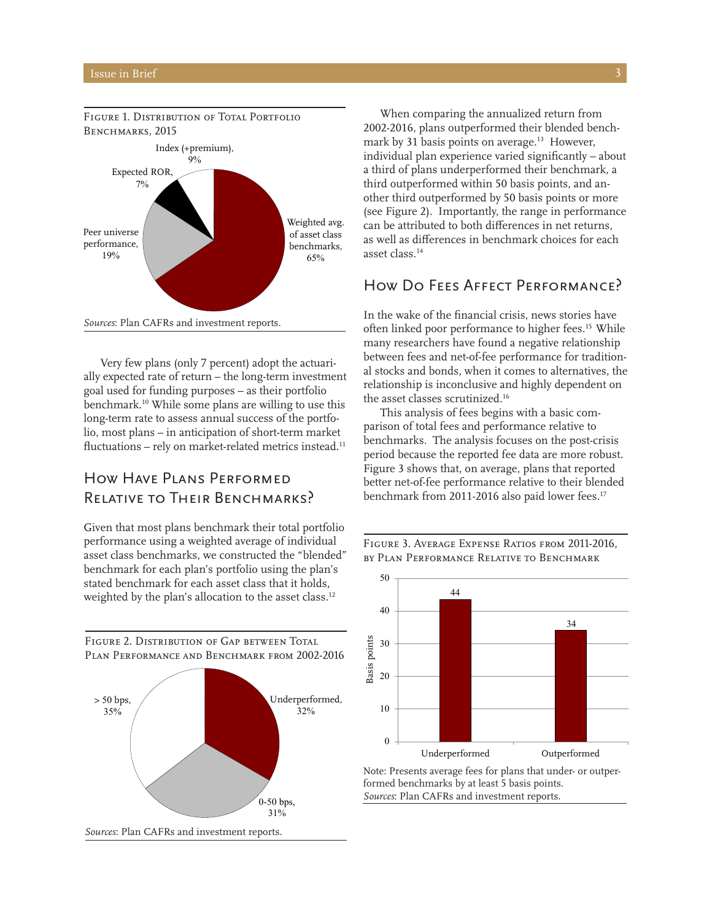Figure 1. Distribution of Total Portfolio Benchmarks, 2015

*Sources*: Plan CAFRs and investment reports.

Very few plans (only 7 percent) adopt the actuarially expected rate of return – the long-term investment goal used for funding purposes – as their portfolio benchmark.[10] While some plans are willing to use this long-term rate to assess annual success of the portfolio, most plans – in anticipation of short-term market fluctuations – rely on market-related metrics instead.[11]

## How Have Plans Performed Relative to Their Benchmarks?

Given that most plans benchmark their total portfolio performance using a weighted average of individual asset class benchmarks, we constructed the "blended" benchmark for each plan's portfolio using the plan's stated benchmark for each asset class that it holds, weighted by the plan's allocation to the asset class.[12]

Figure 2. Distribution of Gap between Total Plan Performance and Benchmark from 2002-2016

*Sources*: Plan CAFRs and investment reports.

When comparing the annualized return from 2002-2016, plans outperformed their blended benchmark by 31 basis points on average.[13] However, individual plan experience varied significantly – about a third of plans underperformed their benchmark, a third outperformed within 50 basis points, and another third outperformed by 50 basis points or more (see Figure 2). Importantly, the range in performance can be attributed to both differences in net returns, as well as differences in benchmark choices for each asset class.[14]

## How Do Fees Affect Performance?

In the wake of the financial crisis, news stories have often linked poor performance to higher fees.[15] While many researchers have found a negative relationship between fees and net-of-fee performance for traditional stocks and bonds, when it comes to alternatives, the relationship is inconclusive and highly dependent on the asset classes scrutinized.[16]

This analysis of fees begins with a basic comparison of total fees and performance relative to benchmarks. The analysis focuses on the post-crisis period because the reported fee data are more robust. Figure 3 shows that, on average, plans that reported better net-of-fee performance relative to their blended benchmark from 2011-2016 also paid lower fees.[17]

Figure 3. Average Expense Ratios from 2011-2016, by Plan Performance Relative to Benchmark

Note: Presents average fees for plans that under- or outperformed benchmarks by at least 5 basis points.
*Sources*: Plan CAFRs and investment reports.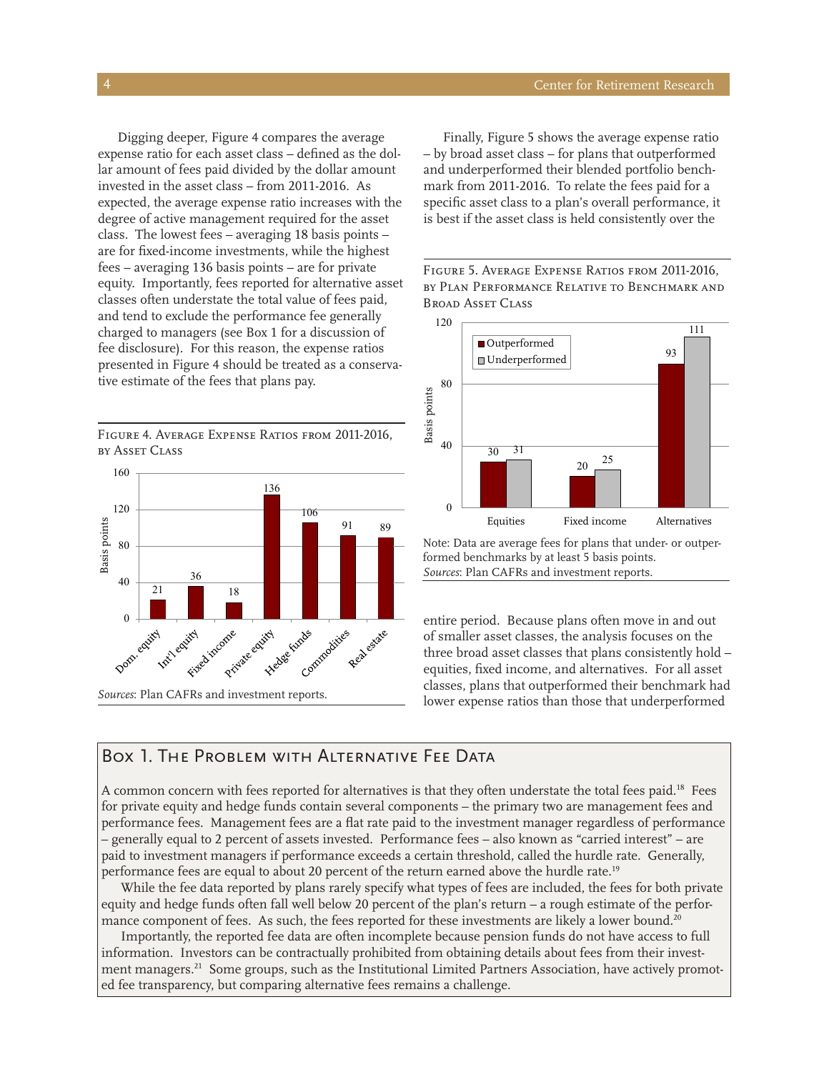Digging deeper, Figure 4 compares the average expense ratio for each asset class – defined as the dollar amount of fees paid divided by the dollar amount invested in the asset class – from 2011-2016. As expected, the average expense ratio increases with the degree of active management required for the asset class. The lowest fees – averaging 18 basis points – are for fixed-income investments, while the highest fees – averaging 136 basis points – are for private equity. Importantly, fees reported for alternative asset classes often understate the total value of fees paid, and tend to exclude the performance fee generally charged to managers (see Box 1 for a discussion of fee disclosure). For this reason, the expense ratios presented in Figure 4 should be treated as a conservative estimate of the fees that plans pay.

Figure 4. Average Expense Ratios from 2011-2016, by Asset Class

| Asset class | Basis points |
|---|---|
| Dom. equity | 21 |
| Int'l equity | 36 |
| Fixed income | 18 |
| Private equity | 136 |
| Hedge funds | 106 |
| Commodities | 91 |
| Real estate | 89 |

*Sources*: Plan CAFRs and investment reports.

Finally, Figure 5 shows the average expense ratio – by broad asset class – for plans that outperformed and underperformed their blended portfolio benchmark from 2011-2016. To relate the fees paid for a specific asset class to a plan's overall performance, it is best if the asset class is held consistently over the entire period. Because plans often move in and out of smaller asset classes, the analysis focuses on the three broad asset classes that plans consistently hold – equities, fixed income, and alternatives. For all asset classes, plans that outperformed their benchmark had lower expense ratios than those that underperformed

Figure 5. Average Expense Ratios from 2011-2016, by Plan Performance Relative to Benchmark and Broad Asset Class

| Asset class | Outperformed | Underperformed |
|---|---|---|
| Equities | 30 | 31 |
| Fixed income | 20 | 25 |
| Alternatives | 93 | 111 |

Note: Data are average fees for plans that under- or outperformed benchmarks by at least 5 basis points.
*Sources*: Plan CAFRs and investment reports.

## Box 1. The Problem with Alternative Fee Data

A common concern with fees reported for alternatives is that they often understate the total fees paid.[18] Fees for private equity and hedge funds contain several components – the primary two are management fees and performance fees. Management fees are a flat rate paid to the investment manager regardless of performance – generally equal to 2 percent of assets invested. Performance fees – also known as "carried interest" – are paid to investment managers if performance exceeds a certain threshold, called the hurdle rate. Generally, performance fees are equal to about 20 percent of the return earned above the hurdle rate.[19]

While the fee data reported by plans rarely specify what types of fees are included, the fees for both private equity and hedge funds often fall well below 20 percent of the plan's return – a rough estimate of the performance component of fees. As such, the fees reported for these investments are likely a lower bound.[20]

Importantly, the reported fee data are often incomplete because pension funds do not have access to full information. Investors can be contractually prohibited from obtaining details about fees from their investment managers.[21] Some groups, such as the Institutional Limited Partners Association, have actively promoted fee transparency, but comparing alternative fees remains a challenge.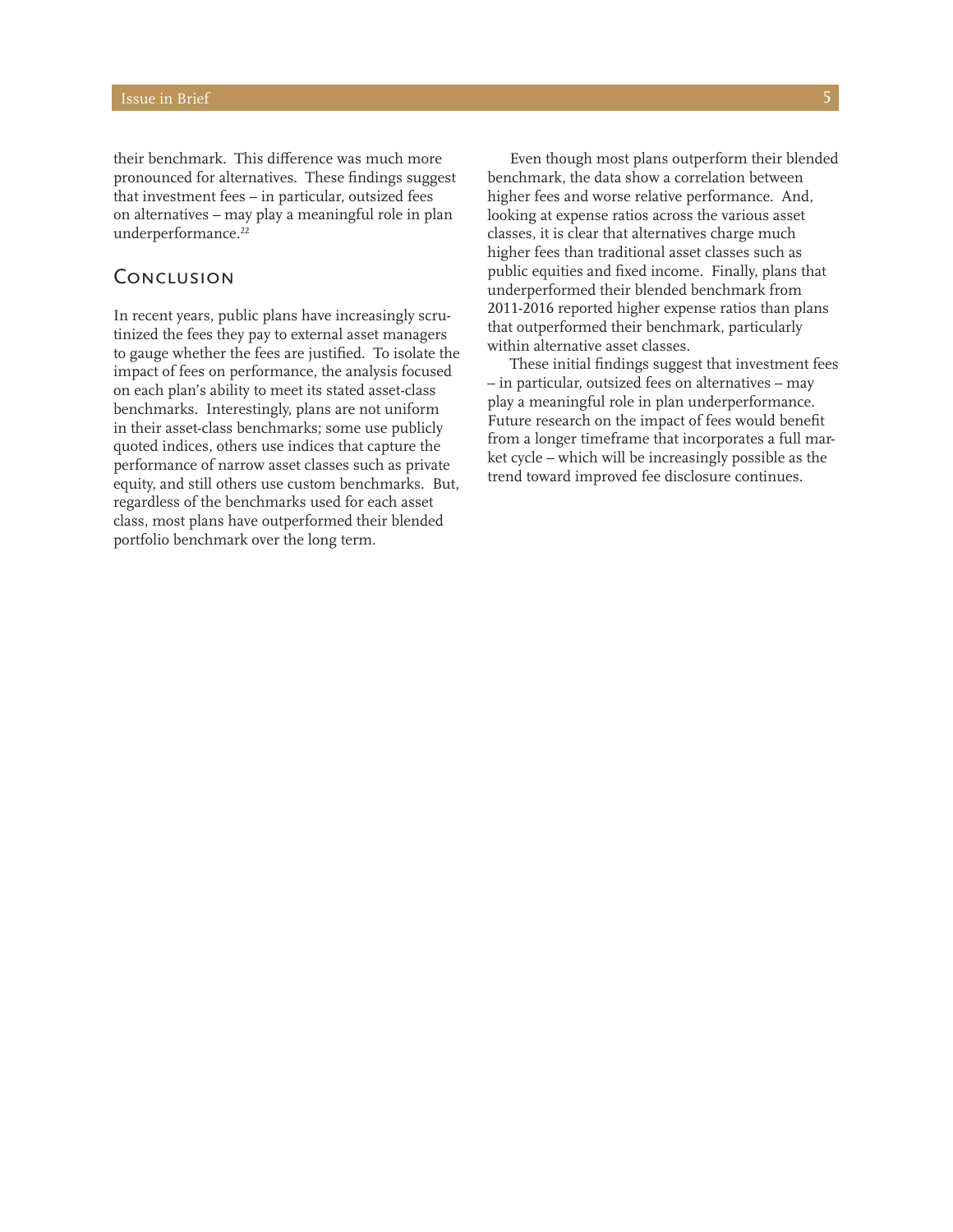their benchmark. This difference was much more pronounced for alternatives. These findings suggest that investment fees – in particular, outsized fees on alternatives – may play a meaningful role in plan underperformance.[22]

## Conclusion

In recent years, public plans have increasingly scrutinized the fees they pay to external asset managers to gauge whether the fees are justified. To isolate the impact of fees on performance, the analysis focused on each plan's ability to meet its stated asset-class benchmarks. Interestingly, plans are not uniform in their asset-class benchmarks; some use publicly quoted indices, others use indices that capture the performance of narrow asset classes such as private equity, and still others use custom benchmarks. But, regardless of the benchmarks used for each asset class, most plans have outperformed their blended portfolio benchmark over the long term.

Even though most plans outperform their blended benchmark, the data show a correlation between higher fees and worse relative performance. And, looking at expense ratios across the various asset classes, it is clear that alternatives charge much higher fees than traditional asset classes such as public equities and fixed income. Finally, plans that underperformed their blended benchmark from 2011-2016 reported higher expense ratios than plans that outperformed their benchmark, particularly within alternative asset classes.

These initial findings suggest that investment fees – in particular, outsized fees on alternatives – may play a meaningful role in plan underperformance. Future research on the impact of fees would benefit from a longer timeframe that incorporates a full market cycle – which will be increasingly possible as the trend toward improved fee disclosure continues.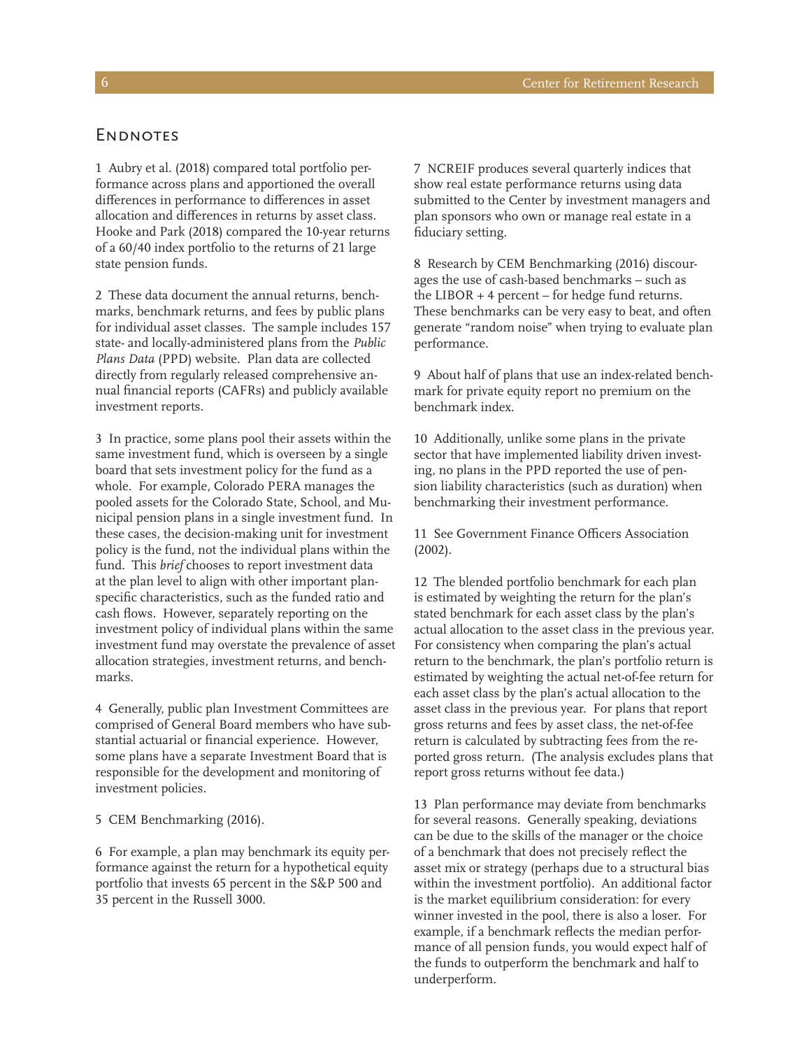## Endnotes

1 Aubry et al. (2018) compared total portfolio performance across plans and apportioned the overall differences in performance to differences in asset allocation and differences in returns by asset class. Hooke and Park (2018) compared the 10-year returns of a 60/40 index portfolio to the returns of 21 large state pension funds.

2 These data document the annual returns, benchmarks, benchmark returns, and fees by public plans for individual asset classes. The sample includes 157 state- and locally-administered plans from the *Public Plans Data* (PPD) website. Plan data are collected directly from regularly released comprehensive annual financial reports (CAFRs) and publicly available investment reports.

3 In practice, some plans pool their assets within the same investment fund, which is overseen by a single board that sets investment policy for the fund as a whole. For example, Colorado PERA manages the pooled assets for the Colorado State, School, and Municipal pension plans in a single investment fund. In these cases, the decision-making unit for investment policy is the fund, not the individual plans within the fund. This *brief* chooses to report investment data at the plan level to align with other important plan-specific characteristics, such as the funded ratio and cash flows. However, separately reporting on the investment policy of individual plans within the same investment fund may overstate the prevalence of asset allocation strategies, investment returns, and benchmarks.

4 Generally, public plan Investment Committees are comprised of General Board members who have substantial actuarial or financial experience. However, some plans have a separate Investment Board that is responsible for the development and monitoring of investment policies.

5 CEM Benchmarking (2016).

6 For example, a plan may benchmark its equity performance against the return for a hypothetical equity portfolio that invests 65 percent in the S&P 500 and 35 percent in the Russell 3000.

7 NCREIF produces several quarterly indices that show real estate performance returns using data submitted to the Center by investment managers and plan sponsors who own or manage real estate in a fiduciary setting.

8 Research by CEM Benchmarking (2016) discourages the use of cash-based benchmarks – such as the LIBOR + 4 percent – for hedge fund returns. These benchmarks can be very easy to beat, and often generate "random noise" when trying to evaluate plan performance.

9 About half of plans that use an index-related benchmark for private equity report no premium on the benchmark index.

10 Additionally, unlike some plans in the private sector that have implemented liability driven investing, no plans in the PPD reported the use of pension liability characteristics (such as duration) when benchmarking their investment performance.

11 See Government Finance Officers Association (2002).

12 The blended portfolio benchmark for each plan is estimated by weighting the return for the plan's stated benchmark for each asset class by the plan's actual allocation to the asset class in the previous year. For consistency when comparing the plan's actual return to the benchmark, the plan's portfolio return is estimated by weighting the actual net-of-fee return for each asset class by the plan's actual allocation to the asset class in the previous year. For plans that report gross returns and fees by asset class, the net-of-fee return is calculated by subtracting fees from the reported gross return. (The analysis excludes plans that report gross returns without fee data.)

13 Plan performance may deviate from benchmarks for several reasons. Generally speaking, deviations can be due to the skills of the manager or the choice of a benchmark that does not precisely reflect the asset mix or strategy (perhaps due to a structural bias within the investment portfolio). An additional factor is the market equilibrium consideration: for every winner invested in the pool, there is also a loser. For example, if a benchmark reflects the median performance of all pension funds, you would expect half of the funds to outperform the benchmark and half to underperform.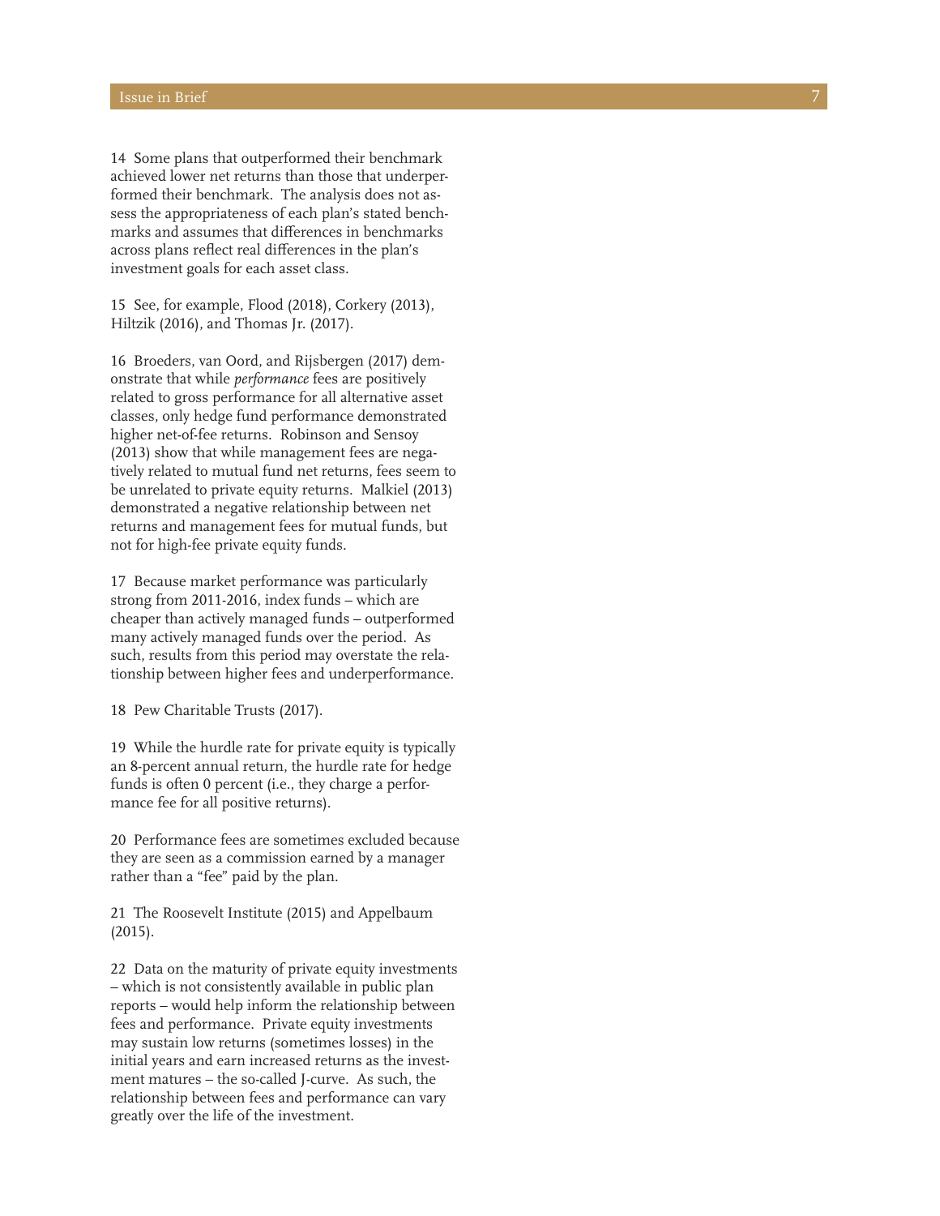14 Some plans that outperformed their benchmark achieved lower net returns than those that underperformed their benchmark. The analysis does not assess the appropriateness of each plan's stated benchmarks and assumes that differences in benchmarks across plans reflect real differences in the plan's investment goals for each asset class.

15 See, for example, Flood (2018), Corkery (2013), Hiltzik (2016), and Thomas Jr. (2017).

16 Broeders, van Oord, and Rijsbergen (2017) demonstrate that while *performance* fees are positively related to gross performance for all alternative asset classes, only hedge fund performance demonstrated higher net-of-fee returns. Robinson and Sensoy (2013) show that while management fees are negatively related to mutual fund net returns, fees seem to be unrelated to private equity returns. Malkiel (2013) demonstrated a negative relationship between net returns and management fees for mutual funds, but not for high-fee private equity funds.

17 Because market performance was particularly strong from 2011-2016, index funds – which are cheaper than actively managed funds – outperformed many actively managed funds over the period. As such, results from this period may overstate the relationship between higher fees and underperformance.

18 Pew Charitable Trusts (2017).

19 While the hurdle rate for private equity is typically an 8-percent annual return, the hurdle rate for hedge funds is often 0 percent (i.e., they charge a performance fee for all positive returns).

20 Performance fees are sometimes excluded because they are seen as a commission earned by a manager rather than a "fee" paid by the plan.

21 The Roosevelt Institute (2015) and Appelbaum (2015).

22 Data on the maturity of private equity investments – which is not consistently available in public plan reports – would help inform the relationship between fees and performance. Private equity investments may sustain low returns (sometimes losses) in the initial years and earn increased returns as the investment matures – the so-called J-curve. As such, the relationship between fees and performance can vary greatly over the life of the investment.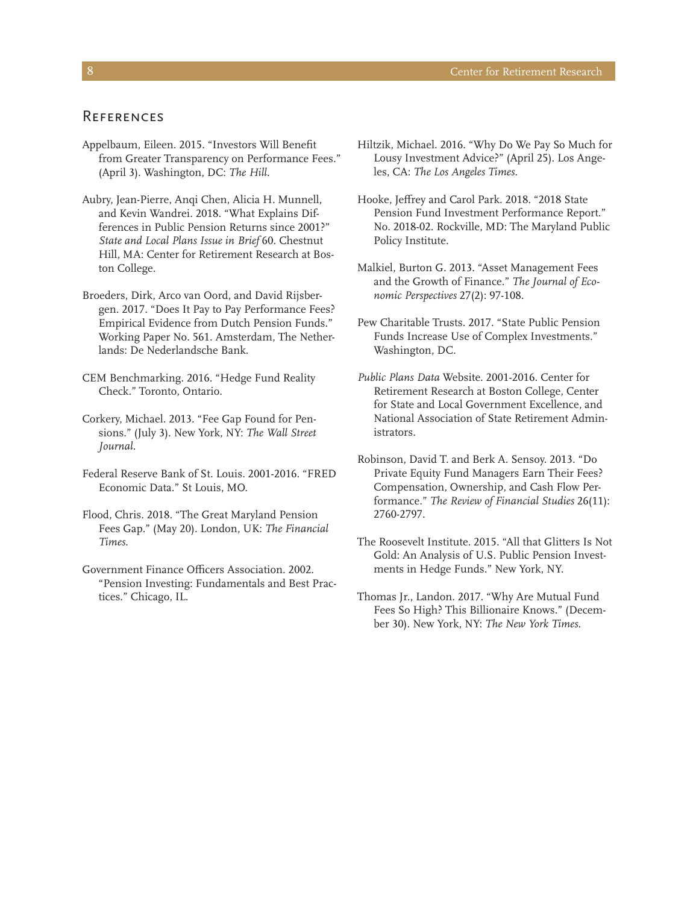## References

Appelbaum, Eileen. 2015. "Investors Will Benefit from Greater Transparency on Performance Fees." (April 3). Washington, DC: *The Hill*.

Aubry, Jean-Pierre, Anqi Chen, Alicia H. Munnell, and Kevin Wandrei. 2018. "What Explains Differences in Public Pension Returns since 2001?" *State and Local Plans Issue in Brief* 60. Chestnut Hill, MA: Center for Retirement Research at Boston College.

Broeders, Dirk, Arco van Oord, and David Rijsbergen. 2017. "Does It Pay to Pay Performance Fees? Empirical Evidence from Dutch Pension Funds." Working Paper No. 561. Amsterdam, The Netherlands: De Nederlandsche Bank.

CEM Benchmarking. 2016. "Hedge Fund Reality Check." Toronto, Ontario.

Corkery, Michael. 2013. "Fee Gap Found for Pensions." (July 3). New York, NY: *The Wall Street Journal*.

Federal Reserve Bank of St. Louis. 2001-2016. "FRED Economic Data." St Louis, MO.

Flood, Chris. 2018. "The Great Maryland Pension Fees Gap." (May 20). London, UK: *The Financial Times*.

Government Finance Officers Association. 2002. "Pension Investing: Fundamentals and Best Practices." Chicago, IL.

Hiltzik, Michael. 2016. "Why Do We Pay So Much for Lousy Investment Advice?" (April 25). Los Angeles, CA: *The Los Angeles Times*.

Hooke, Jeffrey and Carol Park. 2018. "2018 State Pension Fund Investment Performance Report." No. 2018-02. Rockville, MD: The Maryland Public Policy Institute.

Malkiel, Burton G. 2013. "Asset Management Fees and the Growth of Finance." *The Journal of Economic Perspectives* 27(2): 97-108.

Pew Charitable Trusts. 2017. "State Public Pension Funds Increase Use of Complex Investments." Washington, DC.

*Public Plans Data* Website. 2001-2016. Center for Retirement Research at Boston College, Center for State and Local Government Excellence, and National Association of State Retirement Administrators.

Robinson, David T. and Berk A. Sensoy. 2013. "Do Private Equity Fund Managers Earn Their Fees? Compensation, Ownership, and Cash Flow Performance." *The Review of Financial Studies* 26(11): 2760-2797.

The Roosevelt Institute. 2015. "All that Glitters Is Not Gold: An Analysis of U.S. Public Pension Investments in Hedge Funds." New York, NY.

Thomas Jr., Landon. 2017. "Why Are Mutual Fund Fees So High? This Billionaire Knows." (December 30). New York, NY: *The New York Times*.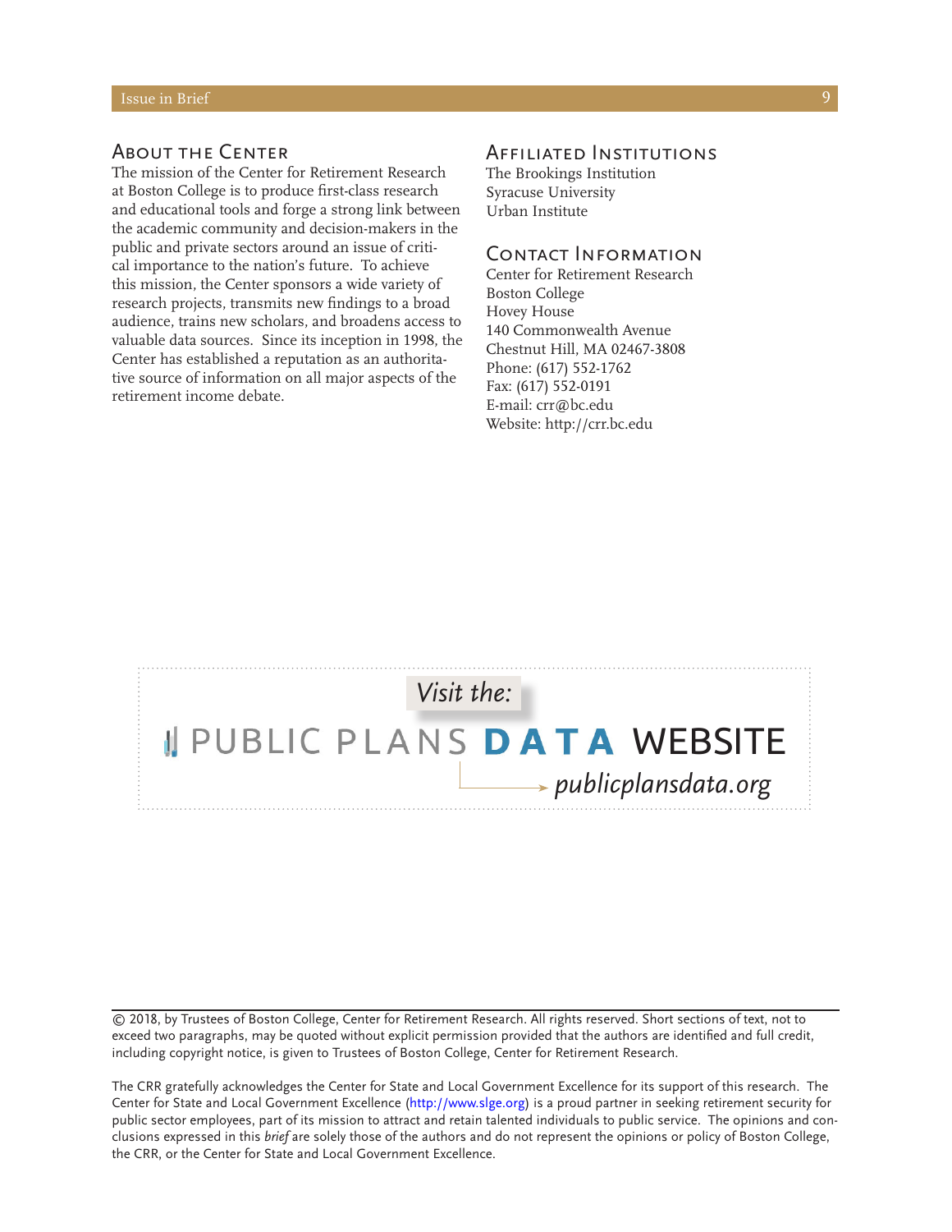## About the Center

The mission of the Center for Retirement Research at Boston College is to produce first-class research and educational tools and forge a strong link between the academic community and decision-makers in the public and private sectors around an issue of critical importance to the nation's future. To achieve this mission, the Center sponsors a wide variety of research projects, transmits new findings to a broad audience, trains new scholars, and broadens access to valuable data sources. Since its inception in 1998, the Center has established a reputation as an authoritative source of information on all major aspects of the retirement income debate.

## Affiliated Institutions

The Brookings Institution
Syracuse University
Urban Institute

## Contact Information

Center for Retirement Research
Boston College
Hovey House
140 Commonwealth Avenue
Chestnut Hill, MA 02467-3808
Phone: (617) 552-1762
Fax: (617) 552-0191
E-mail: crr@bc.edu
Website: http://crr.bc.edu

*Visit the:*

PUBLIC PLANS **DATA** WEBSITE

*publicplansdata.org*

© 2018, by Trustees of Boston College, Center for Retirement Research. All rights reserved. Short sections of text, not to exceed two paragraphs, may be quoted without explicit permission provided that the authors are identified and full credit, including copyright notice, is given to Trustees of Boston College, Center for Retirement Research.

The CRR gratefully acknowledges the Center for State and Local Government Excellence for its support of this research. The Center for State and Local Government Excellence (http://www.slge.org) is a proud partner in seeking retirement security for public sector employees, part of its mission to attract and retain talented individuals to public service. The opinions and conclusions expressed in this *brief* are solely those of the authors and do not represent the opinions or policy of Boston College, the CRR, or the Center for State and Local Government Excellence.